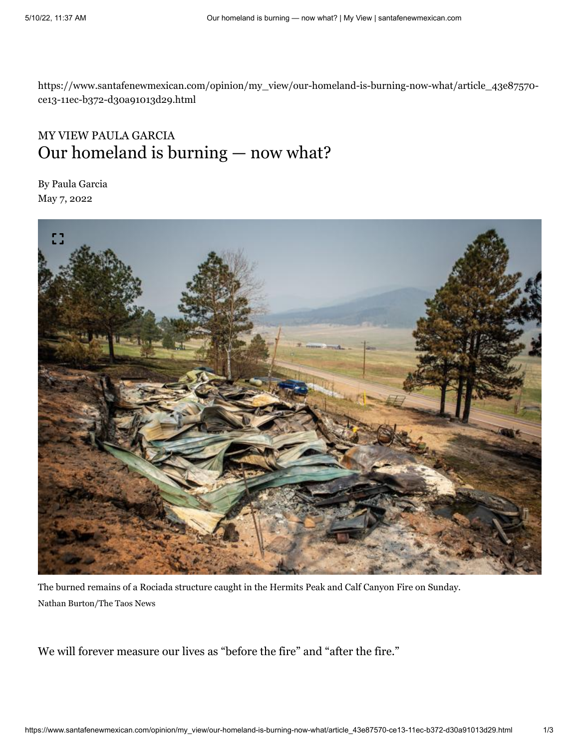https://www.santafenewmexican.com/opinion/my_view/our-homeland-is-burning-now-what/article_43e87570-ce13-11ec-b372-d30a91013d29.html

MY VIEW PAULA GARCIA

# Our homeland is burning — now what?

By Paula Garcia
May 7, 2022

The burned remains of a Rociada structure caught in the Hermits Peak and Calf Canyon Fire on Sunday.
Nathan Burton/The Taos News

We will forever measure our lives as "before the fire" and "after the fire."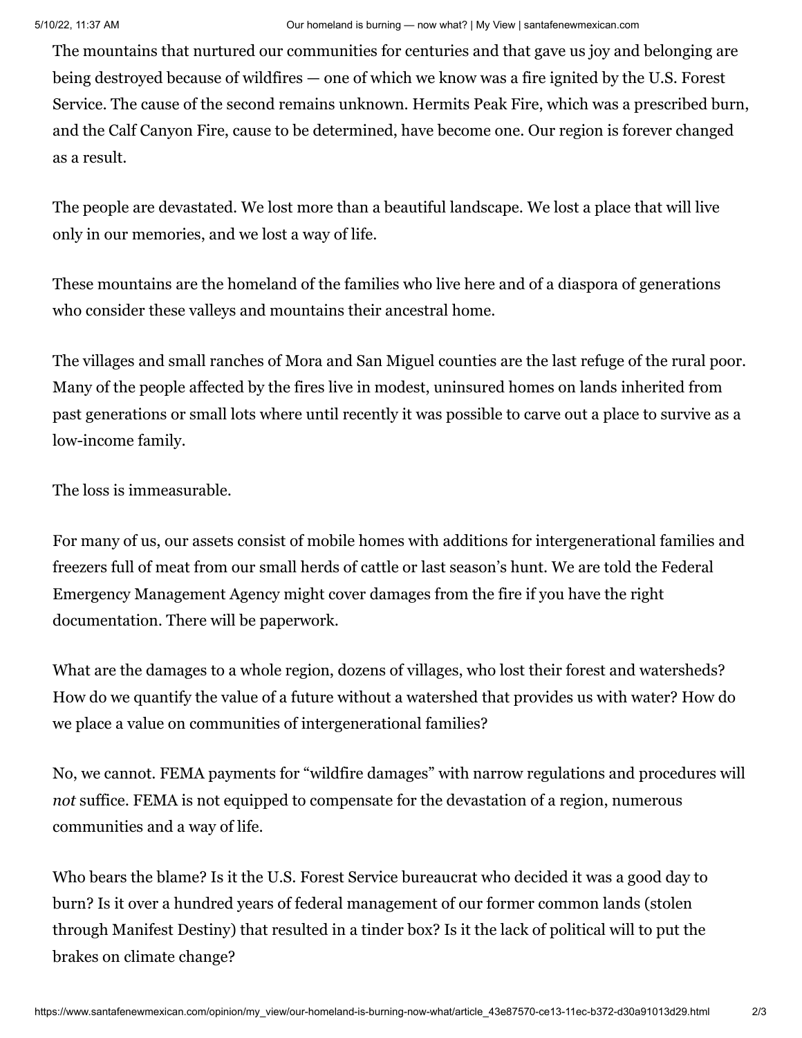The mountains that nurtured our communities for centuries and that gave us joy and belonging are being destroyed because of wildfires — one of which we know was a fire ignited by the U.S. Forest Service. The cause of the second remains unknown. Hermits Peak Fire, which was a prescribed burn, and the Calf Canyon Fire, cause to be determined, have become one. Our region is forever changed as a result.

The people are devastated. We lost more than a beautiful landscape. We lost a place that will live only in our memories, and we lost a way of life.

These mountains are the homeland of the families who live here and of a diaspora of generations who consider these valleys and mountains their ancestral home.

The villages and small ranches of Mora and San Miguel counties are the last refuge of the rural poor. Many of the people affected by the fires live in modest, uninsured homes on lands inherited from past generations or small lots where until recently it was possible to carve out a place to survive as a low-income family.

The loss is immeasurable.

For many of us, our assets consist of mobile homes with additions for intergenerational families and freezers full of meat from our small herds of cattle or last season's hunt. We are told the Federal Emergency Management Agency might cover damages from the fire if you have the right documentation. There will be paperwork.

What are the damages to a whole region, dozens of villages, who lost their forest and watersheds? How do we quantify the value of a future without a watershed that provides us with water? How do we place a value on communities of intergenerational families?

No, we cannot. FEMA payments for "wildfire damages" with narrow regulations and procedures will *not* suffice. FEMA is not equipped to compensate for the devastation of a region, numerous communities and a way of life.

Who bears the blame? Is it the U.S. Forest Service bureaucrat who decided it was a good day to burn? Is it over a hundred years of federal management of our former common lands (stolen through Manifest Destiny) that resulted in a tinder box? Is it the lack of political will to put the brakes on climate change?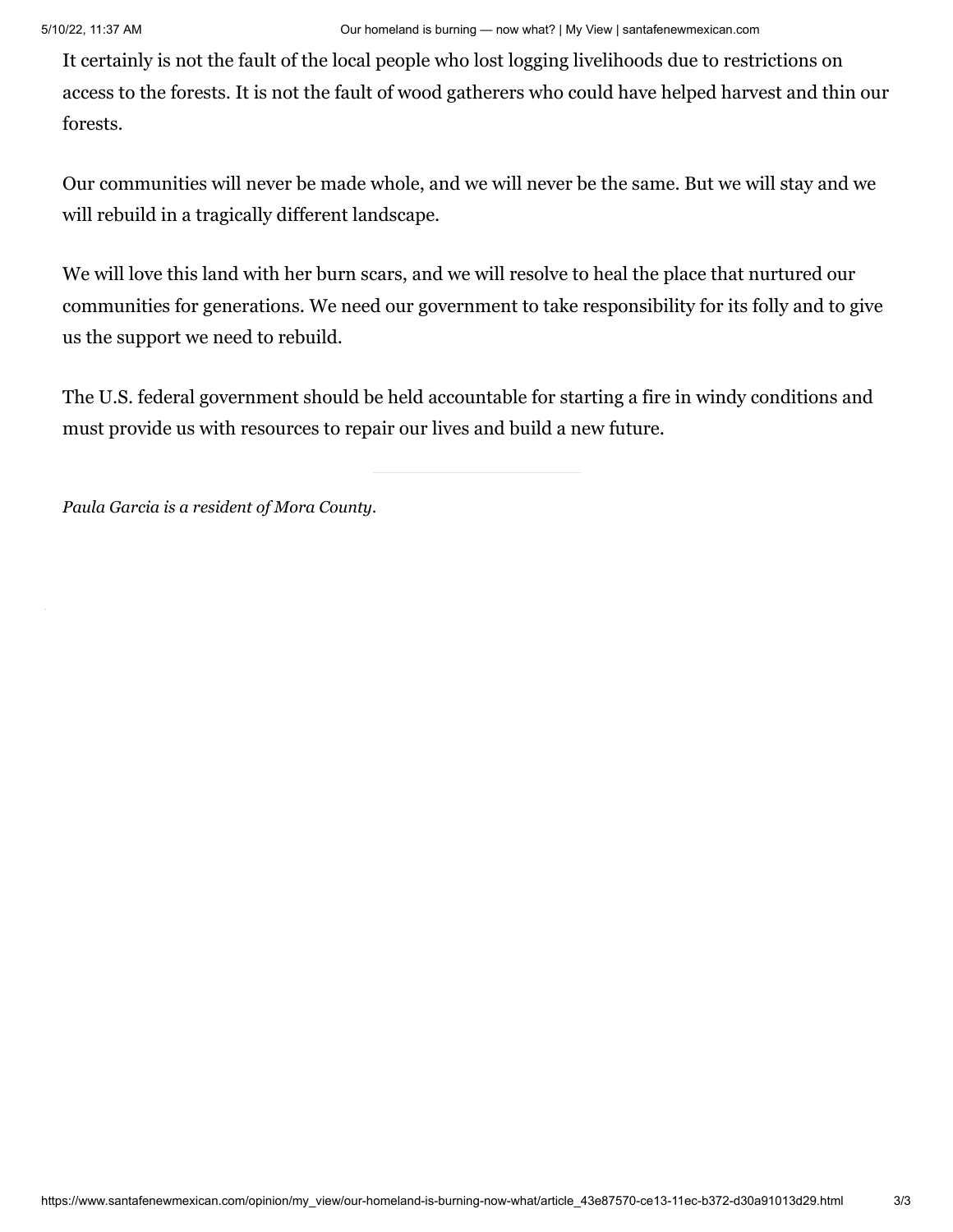It certainly is not the fault of the local people who lost logging livelihoods due to restrictions on access to the forests. It is not the fault of wood gatherers who could have helped harvest and thin our forests.

Our communities will never be made whole, and we will never be the same. But we will stay and we will rebuild in a tragically different landscape.

We will love this land with her burn scars, and we will resolve to heal the place that nurtured our communities for generations. We need our government to take responsibility for its folly and to give us the support we need to rebuild.

The U.S. federal government should be held accountable for starting a fire in windy conditions and must provide us with resources to repair our lives and build a new future.

---

*Paula Garcia is a resident of Mora County.*